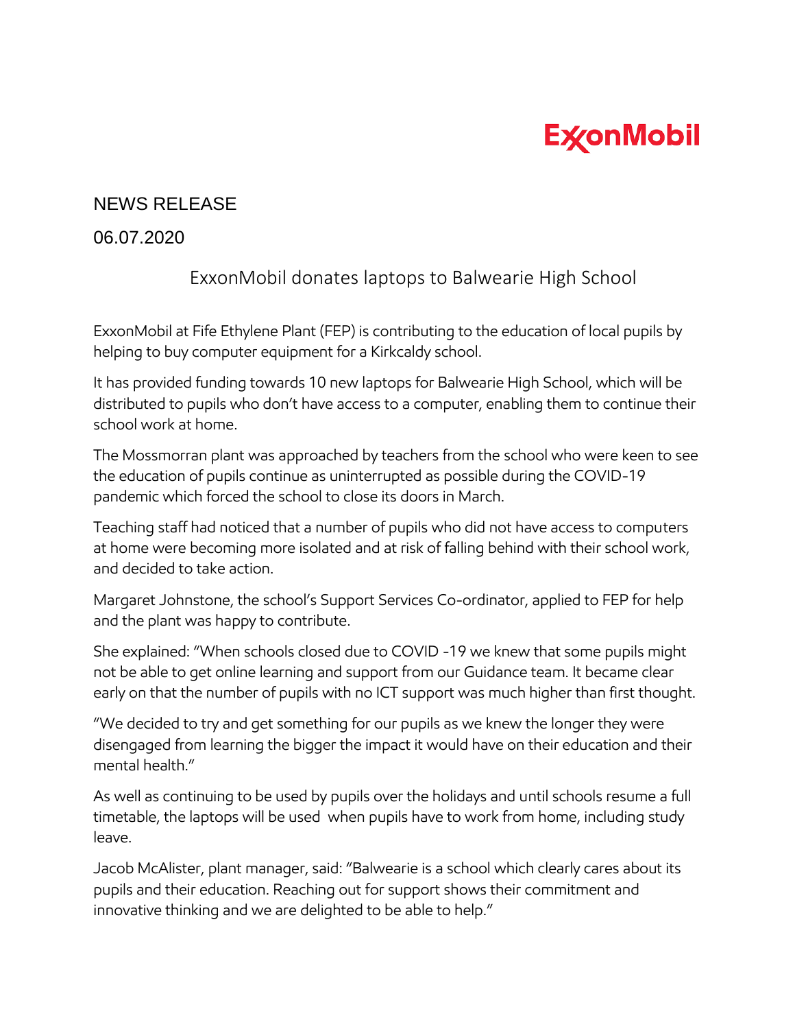ExxonMobil

NEWS RELEASE

06.07.2020

## ExxonMobil donates laptops to Balwearie High School

ExxonMobil at Fife Ethylene Plant (FEP) is contributing to the education of local pupils by helping to buy computer equipment for a Kirkcaldy school.

It has provided funding towards 10 new laptops for Balwearie High School, which will be distributed to pupils who don't have access to a computer, enabling them to continue their school work at home.

The Mossmorran plant was approached by teachers from the school who were keen to see the education of pupils continue as uninterrupted as possible during the COVID-19 pandemic which forced the school to close its doors in March.

Teaching staff had noticed that a number of pupils who did not have access to computers at home were becoming more isolated and at risk of falling behind with their school work, and decided to take action.

Margaret Johnstone, the school's Support Services Co-ordinator, applied to FEP for help and the plant was happy to contribute.

She explained: "When schools closed due to COVID -19 we knew that some pupils might not be able to get online learning and support from our Guidance team. It became clear early on that the number of pupils with no ICT support was much higher than first thought.

"We decided to try and get something for our pupils as we knew the longer they were disengaged from learning the bigger the impact it would have on their education and their mental health."

As well as continuing to be used by pupils over the holidays and until schools resume a full timetable, the laptops will be used when pupils have to work from home, including study leave.

Jacob McAlister, plant manager, said: "Balwearie is a school which clearly cares about its pupils and their education. Reaching out for support shows their commitment and innovative thinking and we are delighted to be able to help."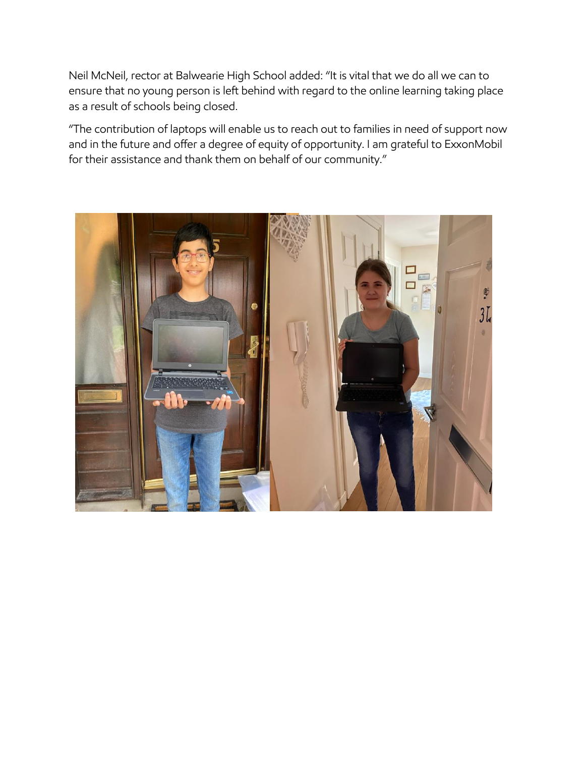Neil McNeil, rector at Balwearie High School added: "It is vital that we do all we can to ensure that no young person is left behind with regard to the online learning taking place as a result of schools being closed.

"The contribution of laptops will enable us to reach out to families in need of support now and in the future and offer a degree of equity of opportunity. I am grateful to ExxonMobil for their assistance and thank them on behalf of our community."